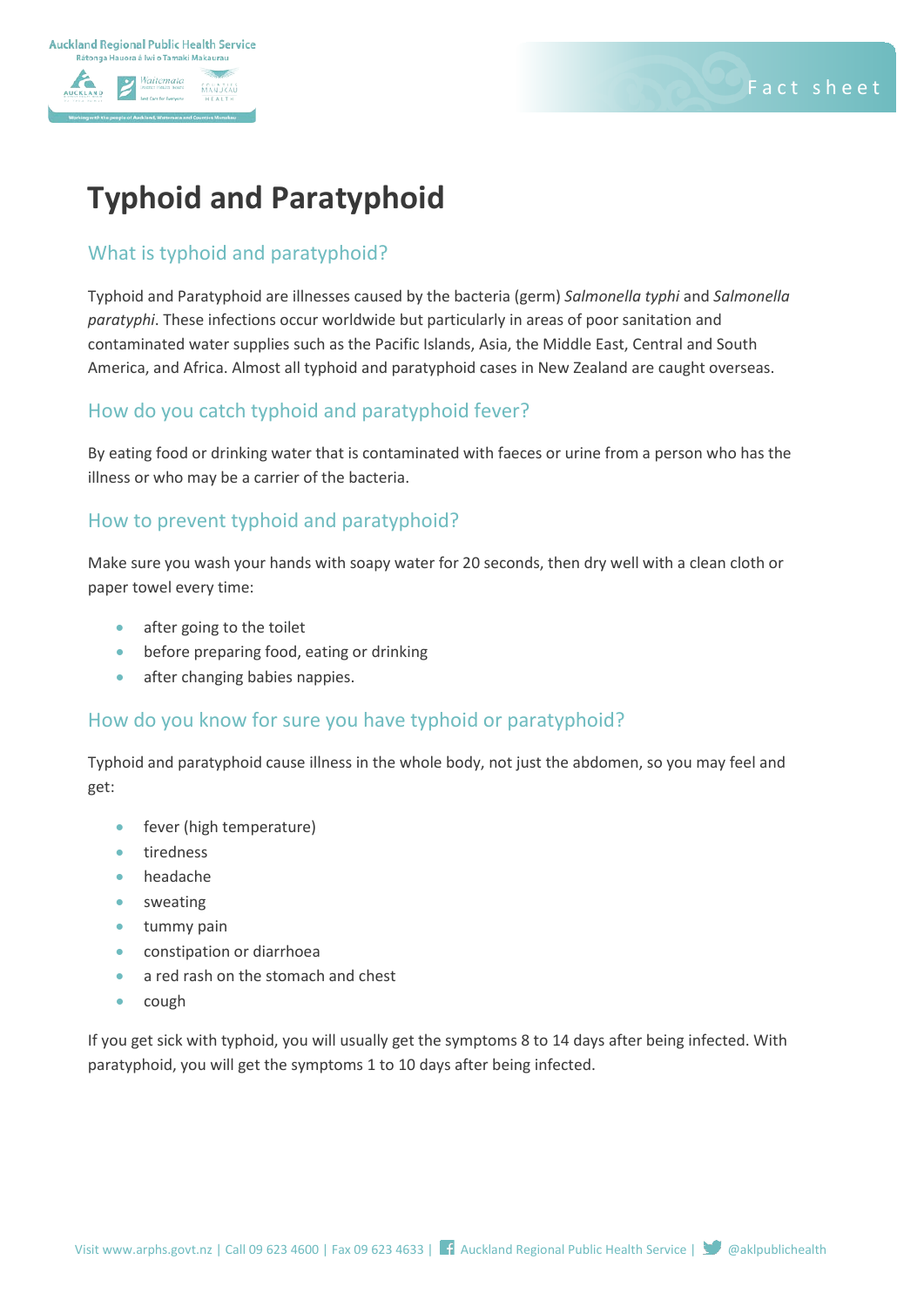# Typhoid and Paratyphoid

## What is typhoid and paratyphoid?

Typhoid and Paratyphoid are illnesses caused by the bacteria (germ) *Salmonella typhi* and *Salmonella paratyphi*. These infections occur worldwide but particularly in areas of poor sanitation and contaminated water supplies such as the Pacific Islands, Asia, the Middle East, Central and South America, and Africa. Almost all typhoid and paratyphoid cases in New Zealand are caught overseas.

## How do you catch typhoid and paratyphoid fever?

By eating food or drinking water that is contaminated with faeces or urine from a person who has the illness or who may be a carrier of the bacteria.

## How to prevent typhoid and paratyphoid?

Make sure you wash your hands with soapy water for 20 seconds, then dry well with a clean cloth or paper towel every time:

- after going to the toilet
- before preparing food, eating or drinking
- after changing babies nappies.

## How do you know for sure you have typhoid or paratyphoid?

Typhoid and paratyphoid cause illness in the whole body, not just the abdomen, so you may feel and get:

- fever (high temperature)
- tiredness
- headache
- sweating
- tummy pain
- constipation or diarrhoea
- a red rash on the stomach and chest
- cough

If you get sick with typhoid, you will usually get the symptoms 8 to 14 days after being infected. With paratyphoid, you will get the symptoms 1 to 10 days after being infected.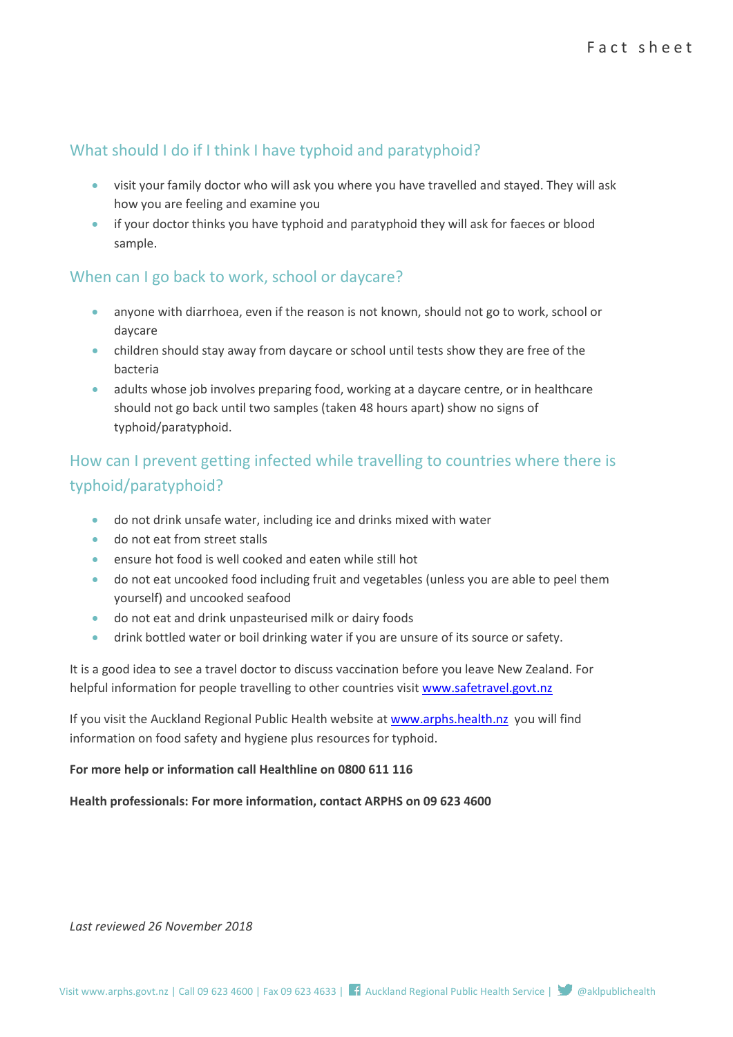## What should I do if I think I have typhoid and paratyphoid?

- visit your family doctor who will ask you where you have travelled and stayed. They will ask how you are feeling and examine you
- if your doctor thinks you have typhoid and paratyphoid they will ask for faeces or blood sample.

## When can I go back to work, school or daycare?

- anyone with diarrhoea, even if the reason is not known, should not go to work, school or daycare
- children should stay away from daycare or school until tests show they are free of the bacteria
- adults whose job involves preparing food, working at a daycare centre, or in healthcare should not go back until two samples (taken 48 hours apart) show no signs of typhoid/paratyphoid.

## How can I prevent getting infected while travelling to countries where there is typhoid/paratyphoid?

- do not drink unsafe water, including ice and drinks mixed with water
- do not eat from street stalls
- ensure hot food is well cooked and eaten while still hot
- do not eat uncooked food including fruit and vegetables (unless you are able to peel them yourself) and uncooked seafood
- do not eat and drink unpasteurised milk or dairy foods
- drink bottled water or boil drinking water if you are unsure of its source or safety.

It is a good idea to see a travel doctor to discuss vaccination before you leave New Zealand. For helpful information for people travelling to other countries visit www.safetravel.govt.nz

If you visit the Auckland Regional Public Health website at www.arphs.health.nz you will find information on food safety and hygiene plus resources for typhoid.

**For more help or information call Healthline on 0800 611 116**

**Health professionals: For more information, contact ARPHS on 09 623 4600**

*Last reviewed 26 November 2018*